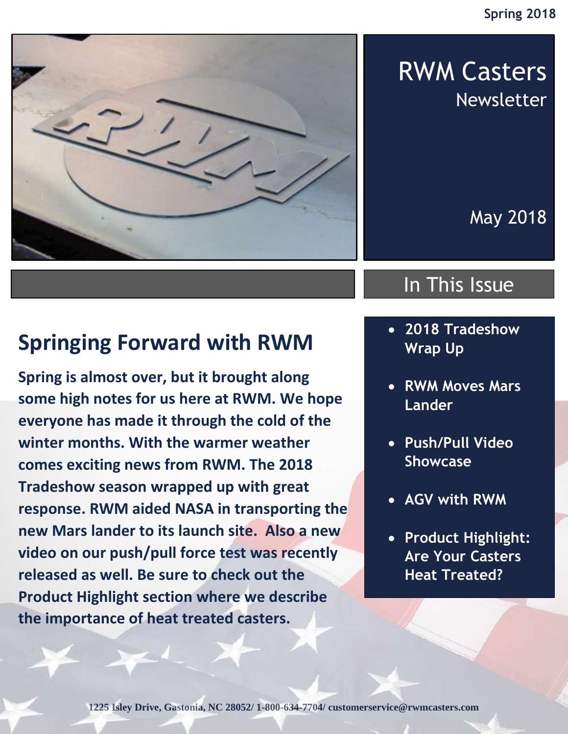Spring 2018

# RWM Casters

Newsletter

May 2018

## In This Issue

- **2018 Tradeshow Wrap Up**
- **RWM Moves Mars Lander**
- **Push/Pull Video Showcase**
- **AGV with RWM**
- **Product Highlight: Are Your Casters Heat Treated?**

## Springing Forward with RWM

**Spring is almost over, but it brought along some high notes for us here at RWM. We hope everyone has made it through the cold of the winter months. With the warmer weather comes exciting news from RWM. The 2018 Tradeshow season wrapped up with great response. RWM aided NASA in transporting the new Mars lander to its launch site. Also a new video on our push/pull force test was recently released as well. Be sure to check out the Product Highlight section where we describe the importance of heat treated casters.**

**1225 Isley Drive, Gastonia, NC 28052/ 1-800-634-7704/ customerservice@rwmcasters.com**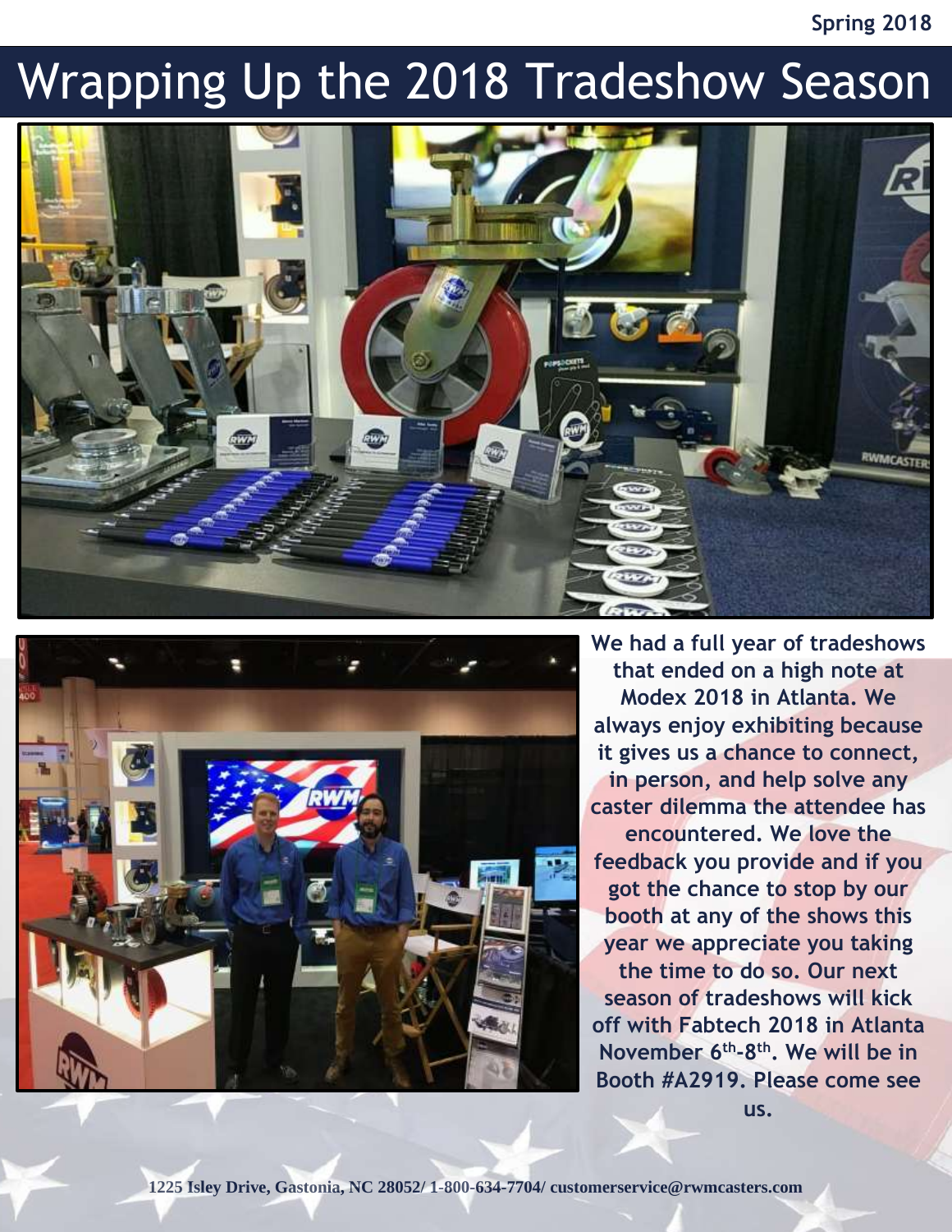# Wrapping Up the 2018 Tradeshow Season

**We had a full year of tradeshows that ended on a high note at Modex 2018 in Atlanta. We always enjoy exhibiting because it gives us a chance to connect, in person, and help solve any caster dilemma the attendee has encountered. We love the feedback you provide and if you got the chance to stop by our booth at any of the shows this year we appreciate you taking the time to do so. Our next season of tradeshows will kick off with Fabtech 2018 in Atlanta November 6th-8th. We will be in Booth #A2919. Please come see us.**

1225 Isley Drive, Gastonia, NC 28052/ 1-800-634-7704/ customerservice@rwmcasters.com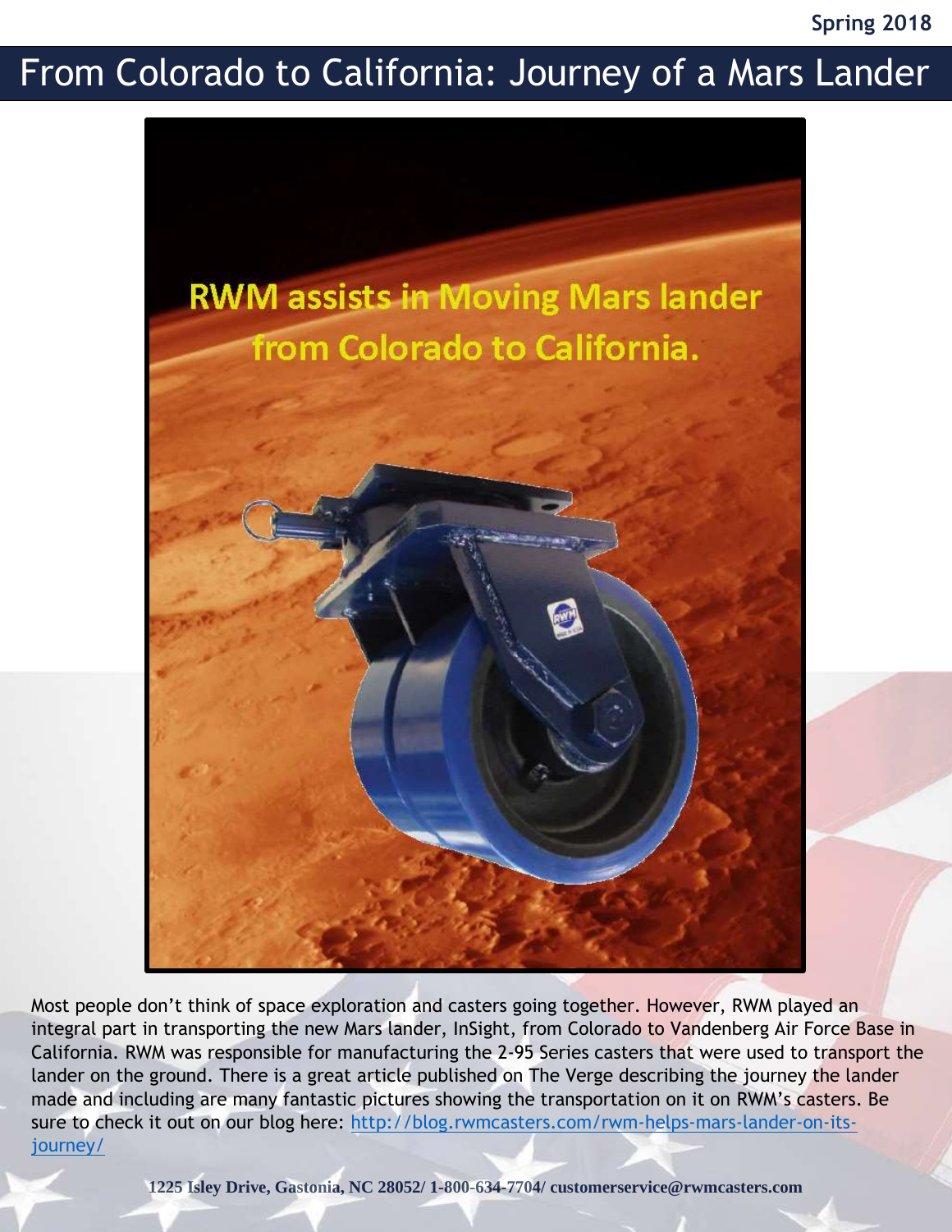# From Colorado to California: Journey of a Mars Lander

RWM assists in Moving Mars lander from Colorado to California.

Most people don't think of space exploration and casters going together. However, RWM played an integral part in transporting the new Mars lander, InSight, from Colorado to Vandenberg Air Force Base in California. RWM was responsible for manufacturing the 2-95 Series casters that were used to transport the lander on the ground. There is a great article published on The Verge describing the journey the lander made and including are many fantastic pictures showing the transportation on it on RWM's casters. Be sure to check it out on our blog here: [http://blog.rwmcasters.com/rwm-helps-mars-lander-on-its-journey/](http://blog.rwmcasters.com/rwm-helps-mars-lander-on-its-journey/)

**1225 Isley Drive, Gastonia, NC 28052/ 1-800-634-7704/ customerservice@rwmcasters.com**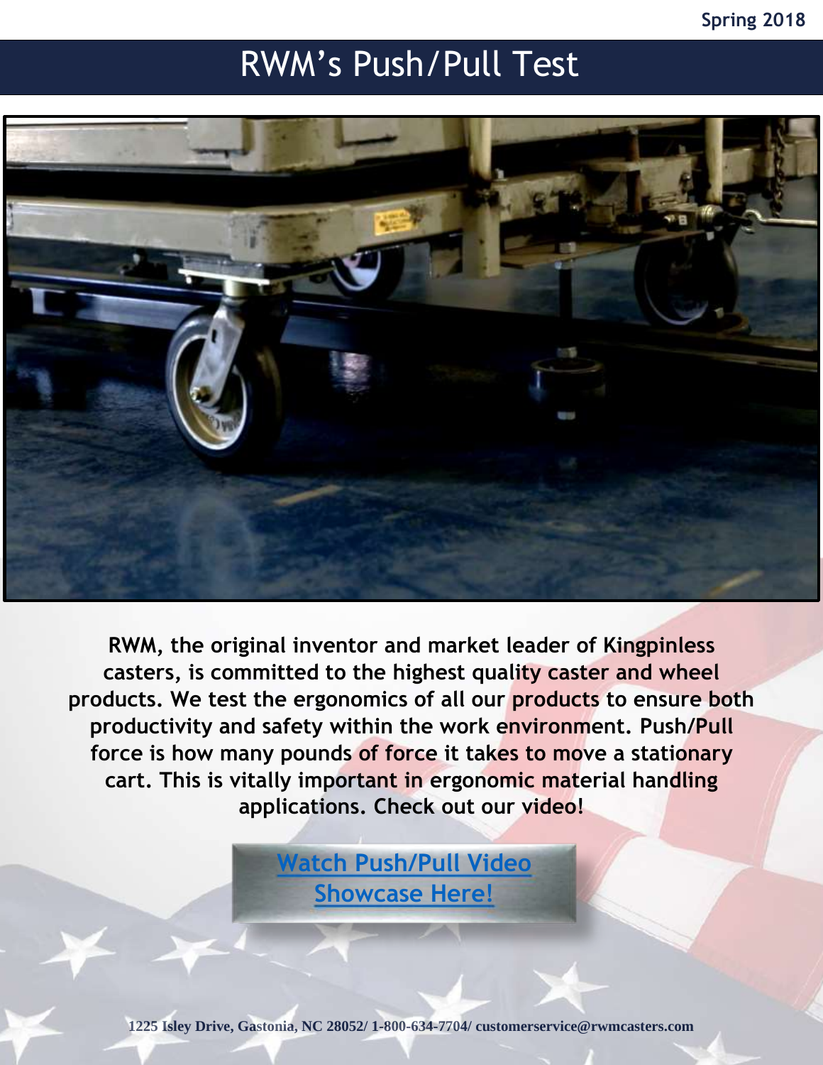# RWM's Push/Pull Test

**RWM, the original inventor and market leader of Kingpinless casters, is committed to the highest quality caster and wheel products. We test the ergonomics of all our products to ensure both productivity and safety within the work environment. Push/Pull force is how many pounds of force it takes to move a stationary cart. This is vitally important in ergonomic material handling applications. Check out our video!**

[Watch Push/Pull Video Showcase Here!]

**1225 Isley Drive, Gastonia, NC 28052/ 1-800-634-7704/ customerservice@rwmcasters.com**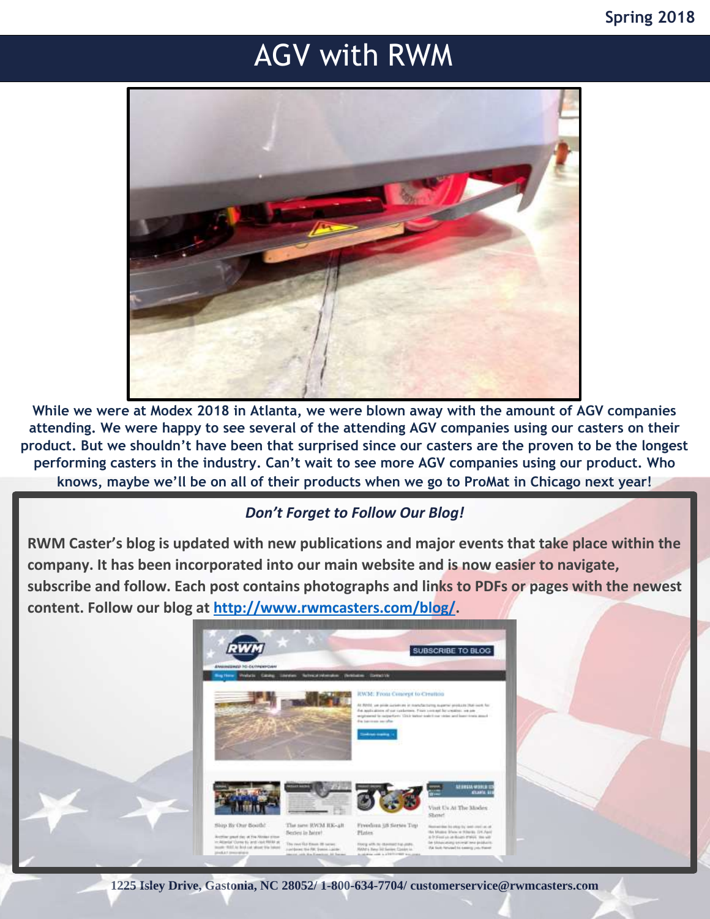# AGV with RWM

**While we were at Modex 2018 in Atlanta, we were blown away with the amount of AGV companies attending. We were happy to see several of the attending AGV companies using our casters on their product. But we shouldn't have been that surprised since our casters are the proven to be the longest performing casters in the industry. Can't wait to see more AGV companies using our product. Who knows, maybe we'll be on all of their products when we go to ProMat in Chicago next year!**

### *Don't Forget to Follow Our Blog!*

**RWM Caster's blog is updated with new publications and major events that take place within the company. It has been incorporated into our main website and is now easier to navigate, subscribe and follow. Each post contains photographs and links to PDFs or pages with the newest content. Follow our blog at [http://www.rwmcasters.com/blog/](http://www.rwmcasters.com/blog/).**

**1225 Isley Drive, Gastonia, NC 28052/ 1-800-634-7704/ customerservice@rwmcasters.com**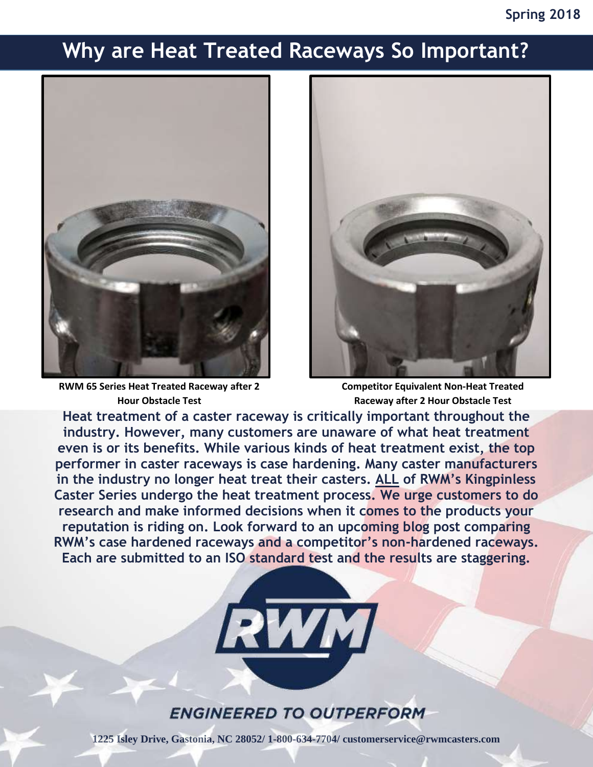# Why are Heat Treated Raceways So Important?

**RWM 65 Series Heat Treated Raceway after 2 Hour Obstacle Test**

**Competitor Equivalent Non-Heat Treated Raceway after 2 Hour Obstacle Test**

**Heat treatment of a caster raceway is critically important throughout the industry. However, many customers are unaware of what heat treatment even is or its benefits. While various kinds of heat treatment exist, the top performer in caster raceways is case hardening. Many caster manufacturers in the industry no longer heat treat their casters. ALL of RWM's Kingpinless Caster Series undergo the heat treatment process. We urge customers to do research and make informed decisions when it comes to the products your reputation is riding on. Look forward to an upcoming blog post comparing RWM's case hardened raceways and a competitor's non-hardened raceways. Each are submitted to an ISO standard test and the results are staggering.**

RWM

*ENGINEERED TO OUTPERFORM*

**1225 Isley Drive, Gastonia, NC 28052/ 1-800-634-7704/ customerservice@rwmcasters.com**